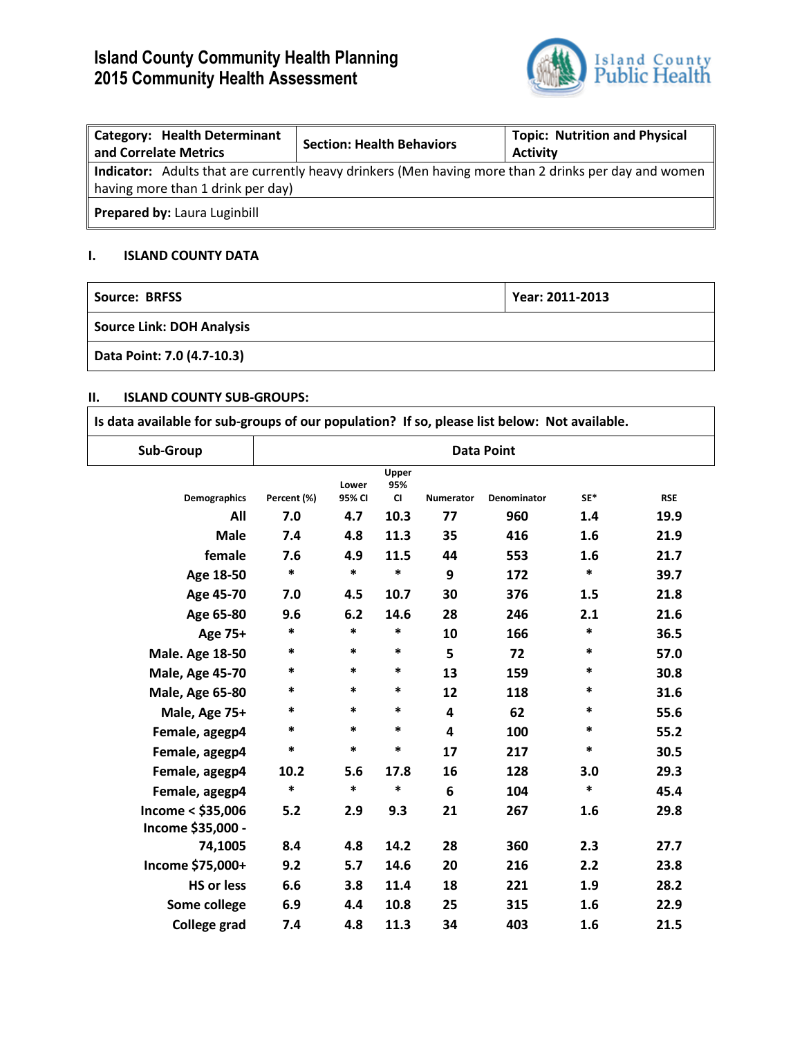# Island County Community Health Planning
# 2015 Community Health Assessment

| **Category: Health Determinant and Correlate Metrics** | **Section: Health Behaviors** | **Topic: Nutrition and Physical Activity** |
|---|---|---|
| **Indicator:** Adults that are currently heavy drinkers (Men having more than 2 drinks per day and women having more than 1 drink per day) | | |
| **Prepared by:** Laura Luginbill | | |

## I. ISLAND COUNTY DATA

| **Source: BRFSS** | **Year: 2011-2013** |
|---|---|
| **Source Link: DOH Analysis** | |
| **Data Point: 7.0 (4.7-10.3)** | |

## II. ISLAND COUNTY SUB-GROUPS:

**Is data available for sub-groups of our population? If so, please list below: Not available.**

| Sub-Group | Data Point |
|---|---|

| Demographics | Percent (%) | Lower 95% CI | Upper 95% CI | Numerator | Denominator | SE* | RSE |
|---|---|---|---|---|---|---|---|
| All | 7.0 | 4.7 | 10.3 | 77 | 960 | 1.4 | 19.9 |
| Male | 7.4 | 4.8 | 11.3 | 35 | 416 | 1.6 | 21.9 |
| female | 7.6 | 4.9 | 11.5 | 44 | 553 | 1.6 | 21.7 |
| Age 18-50 | * | * | * | 9 | 172 | * | 39.7 |
| Age 45-70 | 7.0 | 4.5 | 10.7 | 30 | 376 | 1.5 | 21.8 |
| Age 65-80 | 9.6 | 6.2 | 14.6 | 28 | 246 | 2.1 | 21.6 |
| Age 75+ | * | * | * | 10 | 166 | * | 36.5 |
| Male. Age 18-50 | * | * | * | 5 | 72 | * | 57.0 |
| Male, Age 45-70 | * | * | * | 13 | 159 | * | 30.8 |
| Male, Age 65-80 | * | * | * | 12 | 118 | * | 31.6 |
| Male, Age 75+ | * | * | * | 4 | 62 | * | 55.6 |
| Female, agegp4 | * | * | * | 4 | 100 | * | 55.2 |
| Female, agegp4 | * | * | * | 17 | 217 | * | 30.5 |
| Female, agegp4 | 10.2 | 5.6 | 17.8 | 16 | 128 | 3.0 | 29.3 |
| Female, agegp4 | * | * | * | 6 | 104 | * | 45.4 |
| Income < $35,006 | 5.2 | 2.9 | 9.3 | 21 | 267 | 1.6 | 29.8 |
| Income $35,000 - 74,1005 | 8.4 | 4.8 | 14.2 | 28 | 360 | 2.3 | 27.7 |
| Income $75,000+ | 9.2 | 5.7 | 14.6 | 20 | 216 | 2.2 | 23.8 |
| HS or less | 6.6 | 3.8 | 11.4 | 18 | 221 | 1.9 | 28.2 |
| Some college | 6.9 | 4.4 | 10.8 | 25 | 315 | 1.6 | 22.9 |
| College grad | 7.4 | 4.8 | 11.3 | 34 | 403 | 1.6 | 21.5 |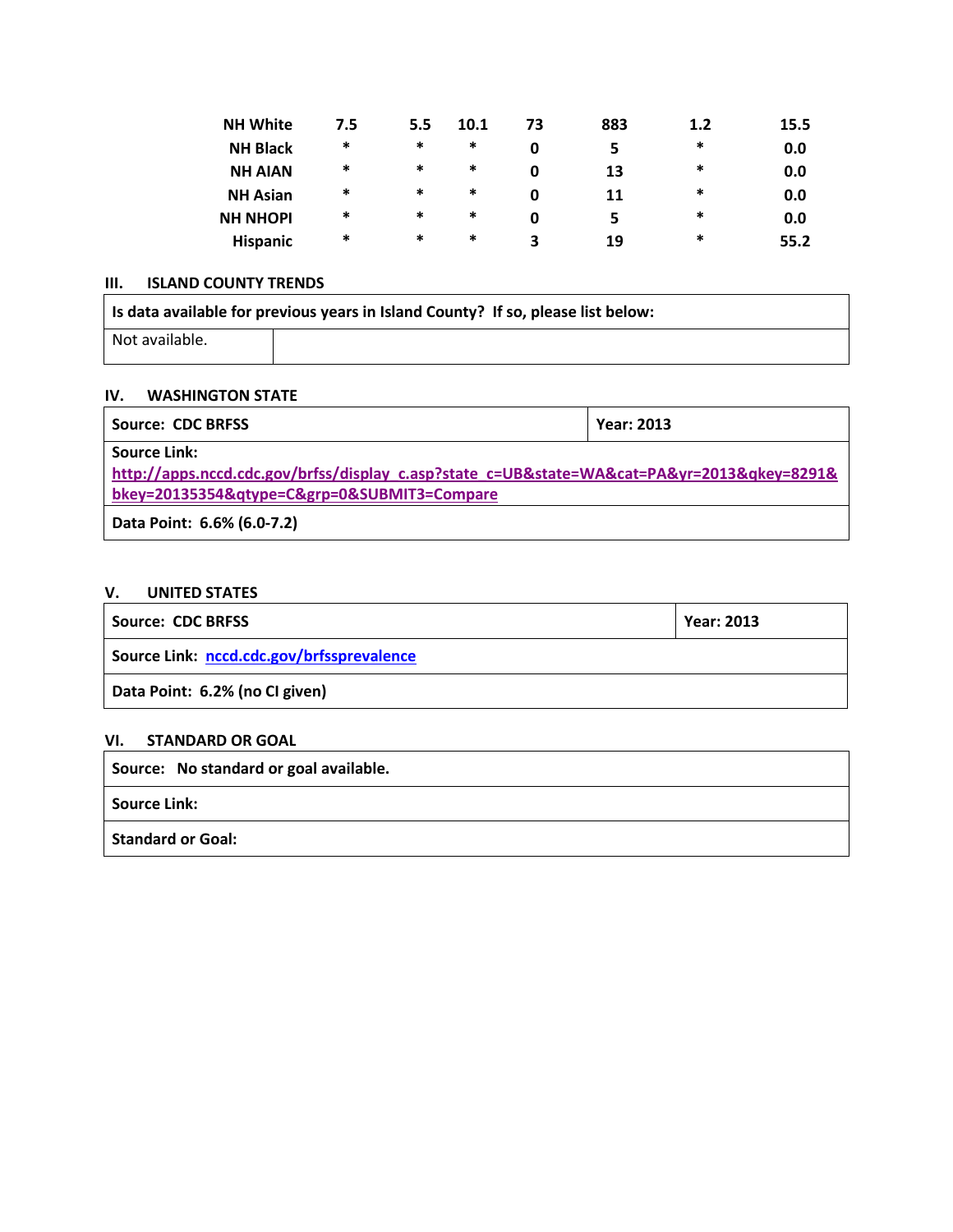| | | | | | | | |
|---|---|---|---|---|---|---|---|
| **NH White** | **7.5** | **5.5** | **10.1** | **73** | **883** | **1.2** | **15.5** |
| **NH Black** | * | * | * | **0** | **5** | * | **0.0** |
| **NH AIAN** | * | * | * | **0** | **13** | * | **0.0** |
| **NH Asian** | * | * | * | **0** | **11** | * | **0.0** |
| **NH NHOPI** | * | * | * | **0** | **5** | * | **0.0** |
| **Hispanic** | * | * | * | **3** | **19** | * | **55.2** |

## III. ISLAND COUNTY TRENDS

| **Is data available for previous years in Island County? If so, please list below:** | |
|---|---|
| Not available. | |

## IV. WASHINGTON STATE

| **Source: CDC BRFSS** | **Year: 2013** |
|---|---|
| **Source Link:** **http://apps.nccd.cdc.gov/brfss/display_c.asp?state_c=UB&state=WA&cat=PA&yr=2013&qkey=8291&bkey=20135354&qtype=C&grp=0&SUBMIT3=Compare** | |
| **Data Point: 6.6% (6.0-7.2)** | |

## V. UNITED STATES

| **Source: CDC BRFSS** | **Year: 2013** |
|---|---|
| **Source Link: nccd.cdc.gov/brfssprevalence** | |
| **Data Point: 6.2% (no CI given)** | |

## VI. STANDARD OR GOAL

| |
|---|
| **Source: No standard or goal available.** |
| **Source Link:** |
| **Standard or Goal:** |